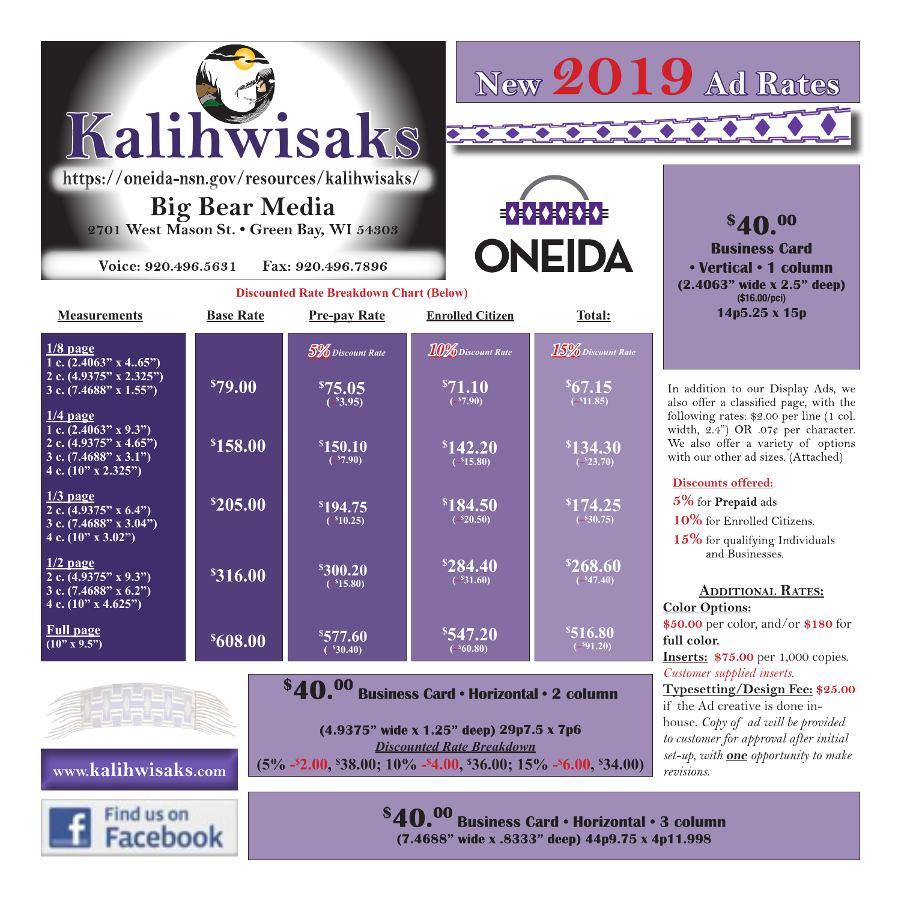# Kalihwisaks

https://oneida-nsn.gov/resources/kalihwisaks/

## Big Bear Media

2701 West Mason St. • Green Bay, WI 54303

Voice: 920.496.5631 Fax: 920.496.7896

# New 2019 Ad Rates

ONEIDA

**$40.00 Business Card • Vertical • 1 column**
**(2.4063" wide x 2.5" deep)**
**($16.00/pci)**
**14p5.25 x 15p**

**Discounted Rate Breakdown Chart (Below)**

| Measurements | Base Rate | Pre-pay Rate (5% Discount Rate) | Enrolled Citizen (10% Discount Rate) | Total: (15% Discount Rate) |
|---|---|---|---|---|
| **1/8 page** 1 c. (2.4063" x 4..65") 2 c. (4.9375" x 2.325") 3 c. (7.4688" x 1.55") | $79.00 | $75.05 (-$3.95) | $71.10 (-$7.90) | $67.15 (-$11.85) |
| **1/4 page** 1 c. (2.4063" x 9.3") 2 c. (4.9375" x 4.65") 3 c. (7.4688" x 3.1") 4 c. (10" x 2.325") | $158.00 | $150.10 (-$7.90) | $142.20 (-$15.80) | $134.30 (-$23.70) |
| **1/3 page** 2 c. (4.9375" x 6.4") 3 c. (7.4688" x 3.04") 4 c. (10" x 3.02") | $205.00 | $194.75 (-$10.25) | $184.50 (-$20.50) | $174.25 (-$30.75) |
| **1/2 page** 2 c. (4.9375" x 9.3") 3 c. (7.4688" x 6.2") 4 c. (10" x 4.625") | $316.00 | $300.20 (-$15.80) | $284.40 (-$31.60) | $268.60 (-$47.40) |
| **Full page** (10" x 9.5") | $608.00 | $577.60 (-$30.40) | $547.20 (-$60.80) | $516.80 (-$91.20) |

In addition to our Display Ads, we also offer a classified page, with the following rates: $2.00 per line (1 col. width, 2.4") OR .07¢ per character. We also offer a variety of options with our other ad sizes. (Attached)

**Discounts offered:**

- **5%** for **Prepaid** ads
- **10%** for Enrolled Citizens.
- **15%** for qualifying Individuals and Businesses.

### Additional Rates:

**Color Options:**
**$50.00** per color, and/or **$180** for **full color.**

**Inserts: $75.00** per 1,000 copies.
*Customer supplied inserts.*

**Typesetting/Design Fee: $25.00** if the Ad creative is done in-house. *Copy of ad will be provided to customer for approval after initial set-up, with* ***one*** *opportunity to make revisions.*

**$40.00 Business Card • Horizontal • 2 column**

**(4.9375" wide x 1.25" deep) 29p7.5 x 7p6**

***Discounted Rate Breakdown***

**(5% -$2.00, $38.00; 10% -$4.00, $36.00; 15% -$6.00, $34.00)**

www.kalihwisaks.com

Find us on Facebook

**$40.00 Business Card • Horizontal • 3 column**
**(7.4688" wide x .8333" deep) 44p9.75 x 4p11.998**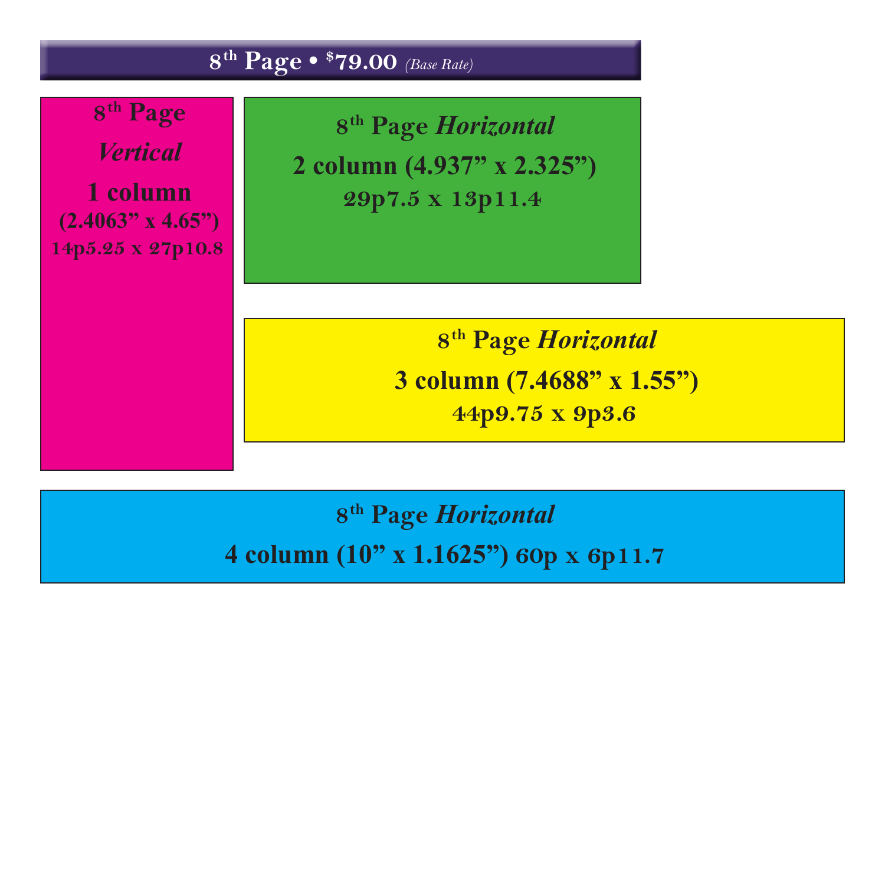## 8th Page • $79.00 *(Base Rate)*

**8th Page**
***Vertical***
**1 column**
**(2.4063" x 4.65")**
**14p5.25 x 27p10.8**

**8th Page *Horizontal***
**2 column (4.937" x 2.325")**
**29p7.5 x 13p11.4**

**8th Page *Horizontal***
**3 column (7.4688" x 1.55")**
**44p9.75 x 9p3.6**

**8th Page *Horizontal***
**4 column (10" x 1.1625") 60p x 6p11.7**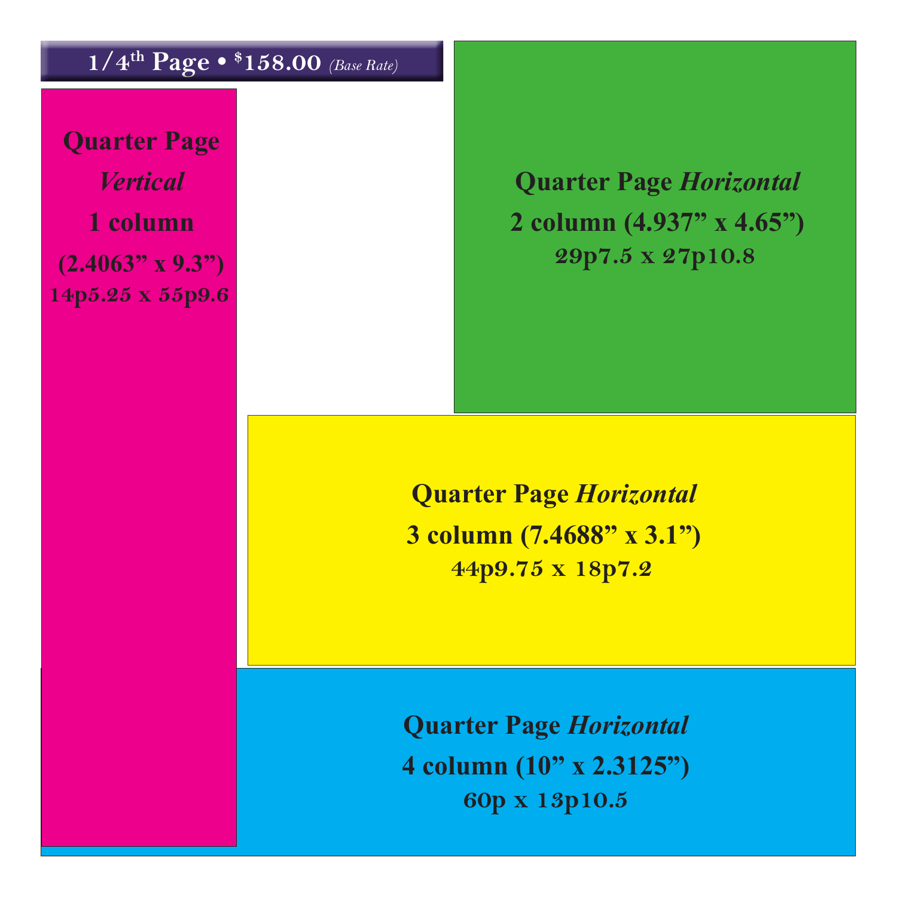## $1/4^{th}$ Page • $158.00 *(Base Rate)*

**Quarter Page *Vertical***
**1 column**
**(2.4063” x 9.3”)**
**14p5.25 x 55p9.6**

**Quarter Page *Horizontal***
**2 column (4.937” x 4.65”)**
**29p7.5 x 27p10.8**

**Quarter Page *Horizontal***
**3 column (7.4688” x 3.1”)**
**44p9.75 x 18p7.2**

**Quarter Page *Horizontal***
**4 column (10” x 2.3125”)**
**60p x 13p10.5**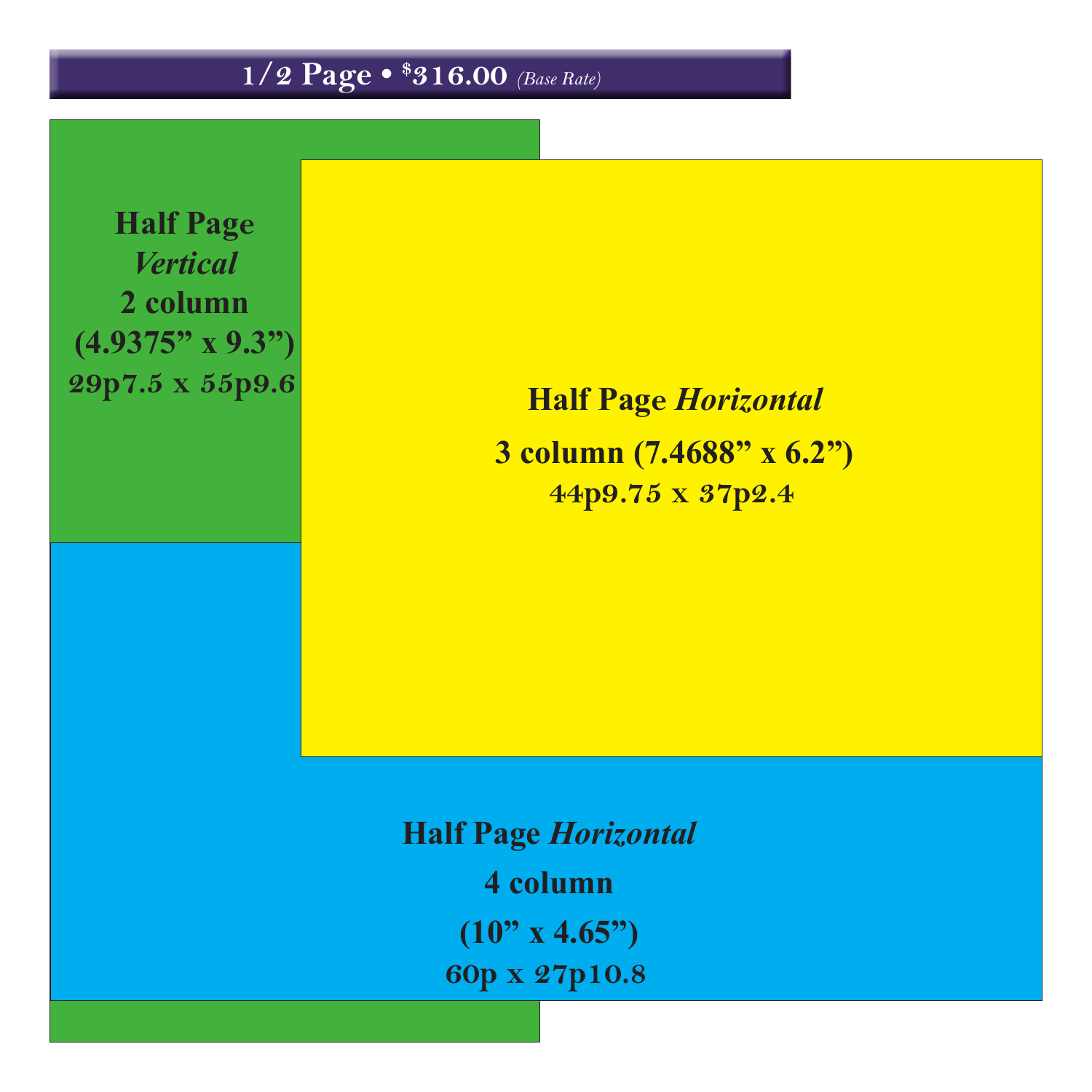# 1/2 Page • $316.00 *(Base Rate)*

**Half Page**
***Vertical***
**2 column**
**(4.9375” x 9.3”)**
**29p7.5 x 55p9.6**

**Half Page *Horizontal***

**3 column (7.4688” x 6.2”)**
**44p9.75 x 37p2.4**

**Half Page *Horizontal***

**4 column**

**(10” x 4.65”)**
**60p x 27p10.8**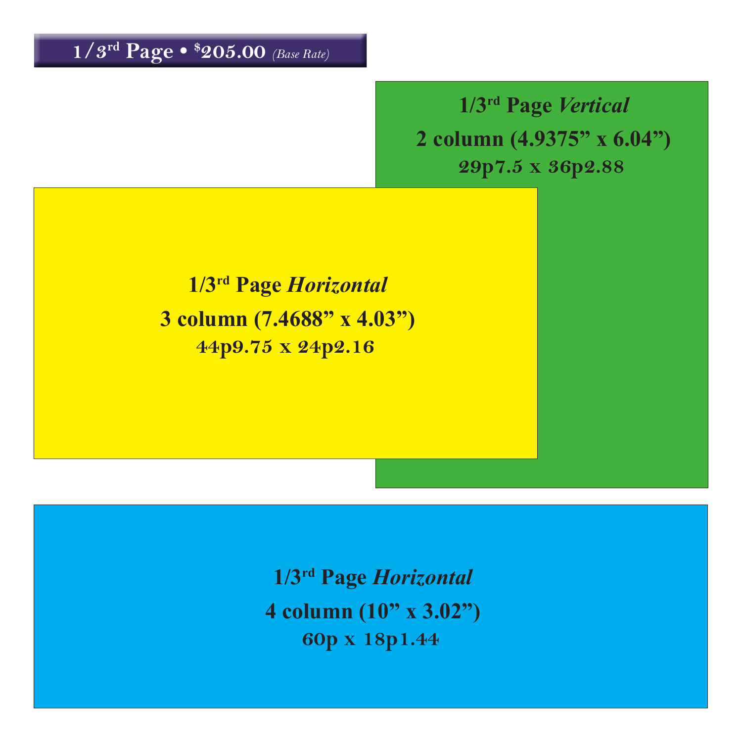## 1/3rd Page • $205.00 *(Base Rate)*

**1/3rd Page *Vertical***

**2 column (4.9375" x 6.04")**

**29p7.5 x 36p2.88**

**1/3rd Page *Horizontal***

**3 column (7.4688" x 4.03")**

**44p9.75 x 24p2.16**

**1/3rd Page *Horizontal***

**4 column (10" x 3.02")**

**60p x 18p1.44**